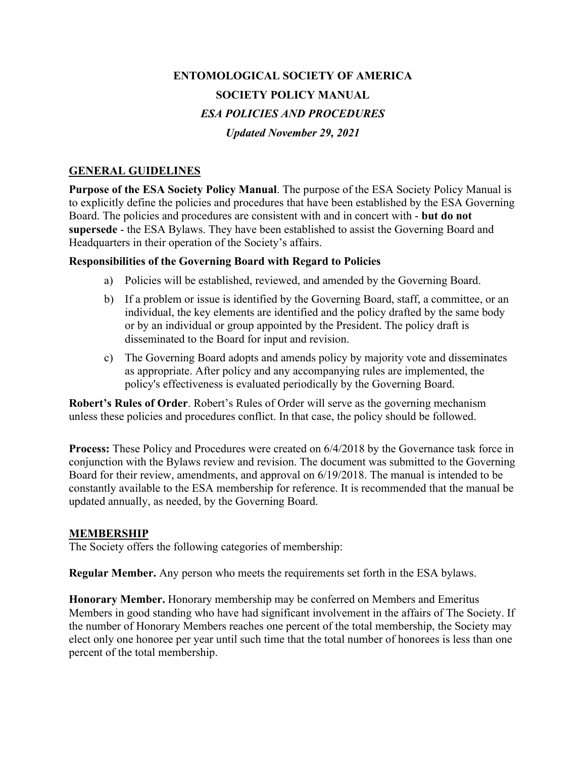# ENTOMOLOGICAL SOCIETY OF AMERICA

# SOCIETY POLICY MANUAL

## *ESA POLICIES AND PROCEDURES*

*Updated November 29, 2021*

## GENERAL GUIDELINES

**Purpose of the ESA Society Policy Manual**. The purpose of the ESA Society Policy Manual is to explicitly define the policies and procedures that have been established by the ESA Governing Board. The policies and procedures are consistent with and in concert with - **but do not supersede** - the ESA Bylaws. They have been established to assist the Governing Board and Headquarters in their operation of the Society's affairs.

**Responsibilities of the Governing Board with Regard to Policies**

a) Policies will be established, reviewed, and amended by the Governing Board.

b) If a problem or issue is identified by the Governing Board, staff, a committee, or an individual, the key elements are identified and the policy drafted by the same body or by an individual or group appointed by the President. The policy draft is disseminated to the Board for input and revision.

c) The Governing Board adopts and amends policy by majority vote and disseminates as appropriate. After policy and any accompanying rules are implemented, the policy's effectiveness is evaluated periodically by the Governing Board.

**Robert's Rules of Order**. Robert's Rules of Order will serve as the governing mechanism unless these policies and procedures conflict. In that case, the policy should be followed.

**Process:** These Policy and Procedures were created on 6/4/2018 by the Governance task force in conjunction with the Bylaws review and revision. The document was submitted to the Governing Board for their review, amendments, and approval on 6/19/2018. The manual is intended to be constantly available to the ESA membership for reference. It is recommended that the manual be updated annually, as needed, by the Governing Board.

## MEMBERSHIP

The Society offers the following categories of membership:

**Regular Member.** Any person who meets the requirements set forth in the ESA bylaws.

**Honorary Member.** Honorary membership may be conferred on Members and Emeritus Members in good standing who have had significant involvement in the affairs of The Society. If the number of Honorary Members reaches one percent of the total membership, the Society may elect only one honoree per year until such time that the total number of honorees is less than one percent of the total membership.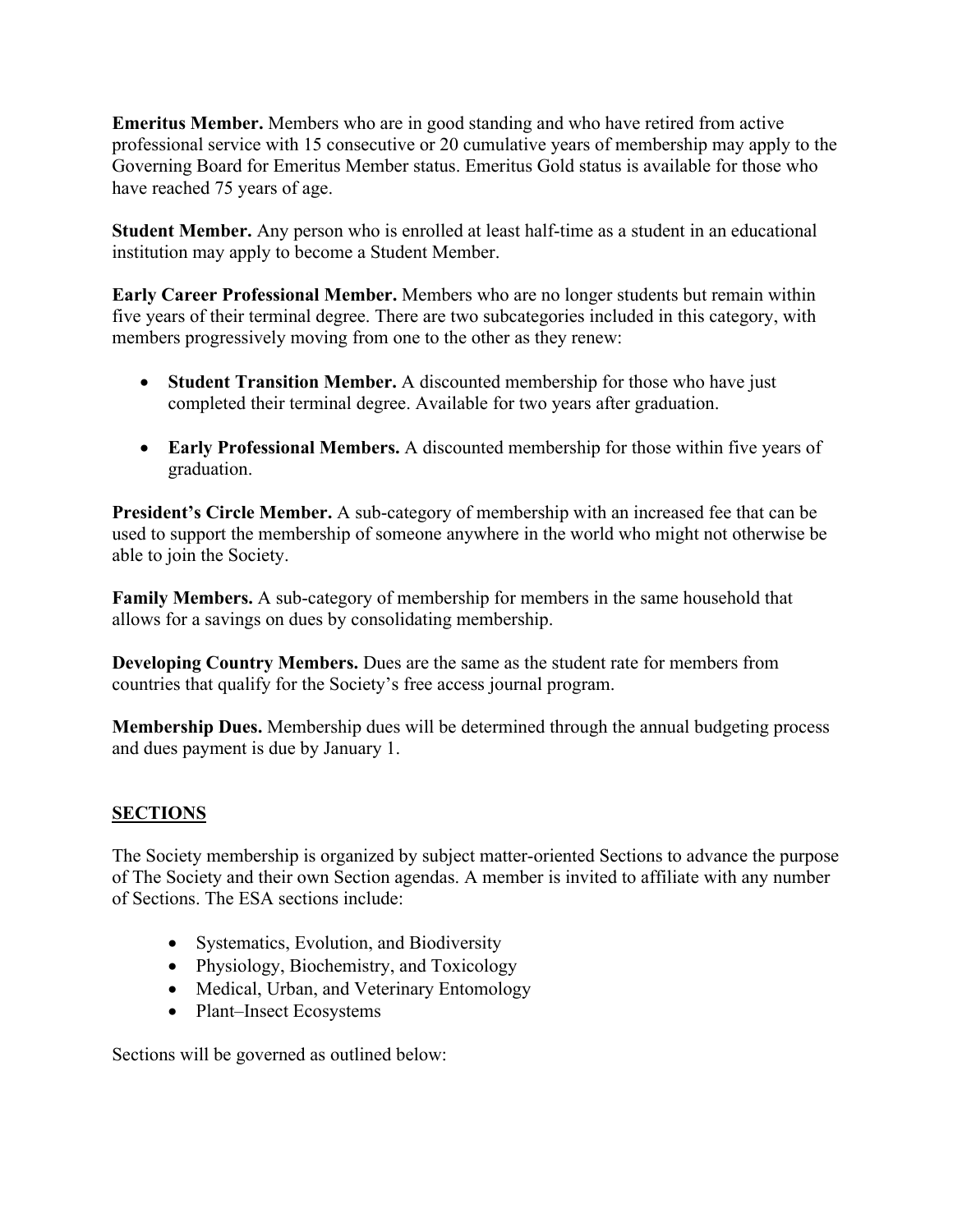**Emeritus Member.** Members who are in good standing and who have retired from active professional service with 15 consecutive or 20 cumulative years of membership may apply to the Governing Board for Emeritus Member status. Emeritus Gold status is available for those who have reached 75 years of age.

**Student Member.** Any person who is enrolled at least half-time as a student in an educational institution may apply to become a Student Member.

**Early Career Professional Member.** Members who are no longer students but remain within five years of their terminal degree. There are two subcategories included in this category, with members progressively moving from one to the other as they renew:

- **Student Transition Member.** A discounted membership for those who have just completed their terminal degree. Available for two years after graduation.

- **Early Professional Members.** A discounted membership for those within five years of graduation.

**President's Circle Member.** A sub-category of membership with an increased fee that can be used to support the membership of someone anywhere in the world who might not otherwise be able to join the Society.

**Family Members.** A sub-category of membership for members in the same household that allows for a savings on dues by consolidating membership.

**Developing Country Members.** Dues are the same as the student rate for members from countries that qualify for the Society's free access journal program.

**Membership Dues.** Membership dues will be determined through the annual budgeting process and dues payment is due by January 1.

## SECTIONS

The Society membership is organized by subject matter-oriented Sections to advance the purpose of The Society and their own Section agendas. A member is invited to affiliate with any number of Sections. The ESA sections include:

- Systematics, Evolution, and Biodiversity
- Physiology, Biochemistry, and Toxicology
- Medical, Urban, and Veterinary Entomology
- Plant–Insect Ecosystems

Sections will be governed as outlined below: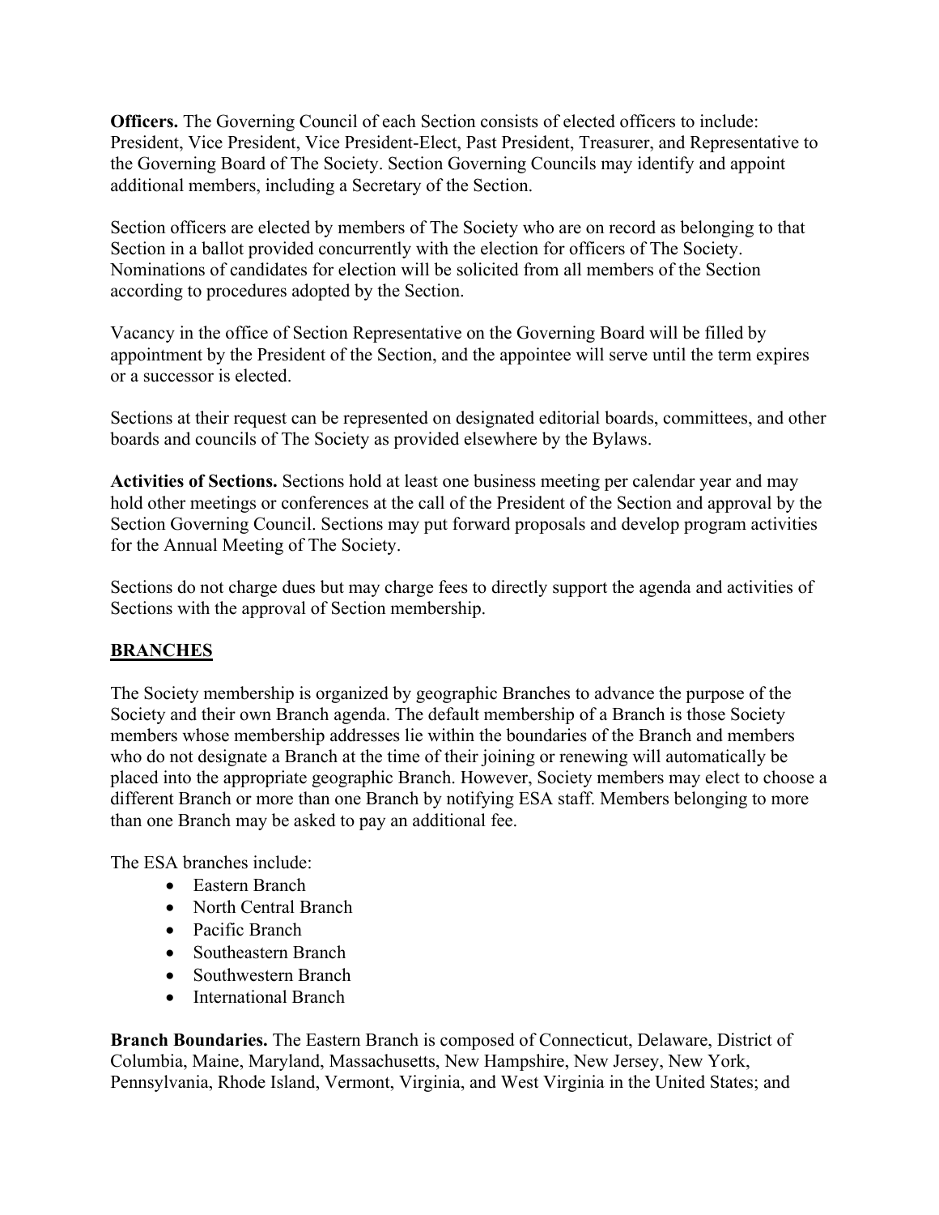**Officers.** The Governing Council of each Section consists of elected officers to include: President, Vice President, Vice President-Elect, Past President, Treasurer, and Representative to the Governing Board of The Society. Section Governing Councils may identify and appoint additional members, including a Secretary of the Section.

Section officers are elected by members of The Society who are on record as belonging to that Section in a ballot provided concurrently with the election for officers of The Society. Nominations of candidates for election will be solicited from all members of the Section according to procedures adopted by the Section.

Vacancy in the office of Section Representative on the Governing Board will be filled by appointment by the President of the Section, and the appointee will serve until the term expires or a successor is elected.

Sections at their request can be represented on designated editorial boards, committees, and other boards and councils of The Society as provided elsewhere by the Bylaws.

**Activities of Sections.** Sections hold at least one business meeting per calendar year and may hold other meetings or conferences at the call of the President of the Section and approval by the Section Governing Council. Sections may put forward proposals and develop program activities for the Annual Meeting of The Society.

Sections do not charge dues but may charge fees to directly support the agenda and activities of Sections with the approval of Section membership.

## BRANCHES

The Society membership is organized by geographic Branches to advance the purpose of the Society and their own Branch agenda. The default membership of a Branch is those Society members whose membership addresses lie within the boundaries of the Branch and members who do not designate a Branch at the time of their joining or renewing will automatically be placed into the appropriate geographic Branch. However, Society members may elect to choose a different Branch or more than one Branch by notifying ESA staff. Members belonging to more than one Branch may be asked to pay an additional fee.

The ESA branches include:

- Eastern Branch
- North Central Branch
- Pacific Branch
- Southeastern Branch
- Southwestern Branch
- International Branch

**Branch Boundaries.** The Eastern Branch is composed of Connecticut, Delaware, District of Columbia, Maine, Maryland, Massachusetts, New Hampshire, New Jersey, New York, Pennsylvania, Rhode Island, Vermont, Virginia, and West Virginia in the United States; and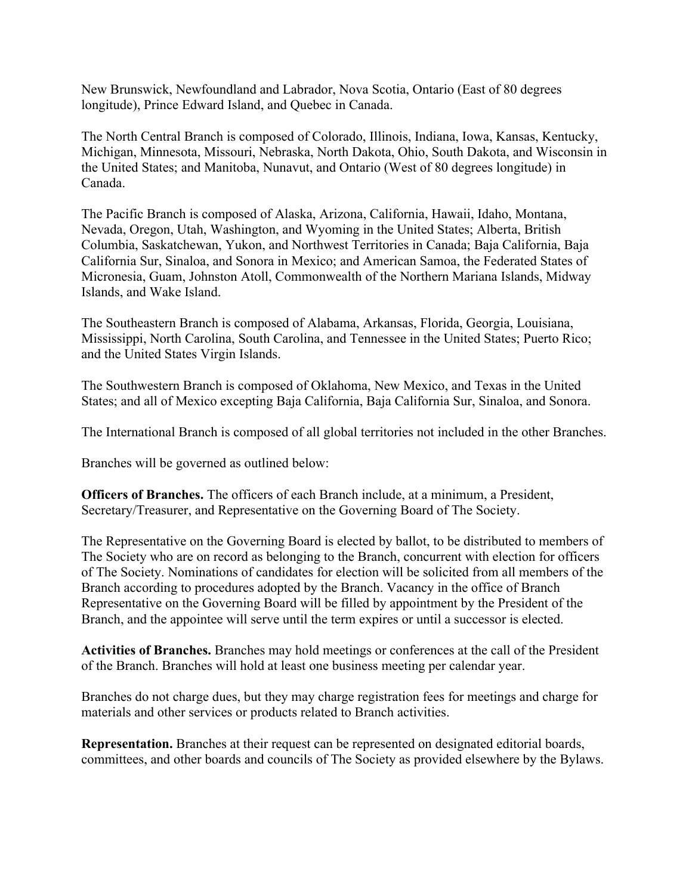New Brunswick, Newfoundland and Labrador, Nova Scotia, Ontario (East of 80 degrees longitude), Prince Edward Island, and Quebec in Canada.

The North Central Branch is composed of Colorado, Illinois, Indiana, Iowa, Kansas, Kentucky, Michigan, Minnesota, Missouri, Nebraska, North Dakota, Ohio, South Dakota, and Wisconsin in the United States; and Manitoba, Nunavut, and Ontario (West of 80 degrees longitude) in Canada.

The Pacific Branch is composed of Alaska, Arizona, California, Hawaii, Idaho, Montana, Nevada, Oregon, Utah, Washington, and Wyoming in the United States; Alberta, British Columbia, Saskatchewan, Yukon, and Northwest Territories in Canada; Baja California, Baja California Sur, Sinaloa, and Sonora in Mexico; and American Samoa, the Federated States of Micronesia, Guam, Johnston Atoll, Commonwealth of the Northern Mariana Islands, Midway Islands, and Wake Island.

The Southeastern Branch is composed of Alabama, Arkansas, Florida, Georgia, Louisiana, Mississippi, North Carolina, South Carolina, and Tennessee in the United States; Puerto Rico; and the United States Virgin Islands.

The Southwestern Branch is composed of Oklahoma, New Mexico, and Texas in the United States; and all of Mexico excepting Baja California, Baja California Sur, Sinaloa, and Sonora.

The International Branch is composed of all global territories not included in the other Branches.

Branches will be governed as outlined below:

**Officers of Branches.** The officers of each Branch include, at a minimum, a President, Secretary/Treasurer, and Representative on the Governing Board of The Society.

The Representative on the Governing Board is elected by ballot, to be distributed to members of The Society who are on record as belonging to the Branch, concurrent with election for officers of The Society. Nominations of candidates for election will be solicited from all members of the Branch according to procedures adopted by the Branch. Vacancy in the office of Branch Representative on the Governing Board will be filled by appointment by the President of the Branch, and the appointee will serve until the term expires or until a successor is elected.

**Activities of Branches.** Branches may hold meetings or conferences at the call of the President of the Branch. Branches will hold at least one business meeting per calendar year.

Branches do not charge dues, but they may charge registration fees for meetings and charge for materials and other services or products related to Branch activities.

**Representation.** Branches at their request can be represented on designated editorial boards, committees, and other boards and councils of The Society as provided elsewhere by the Bylaws.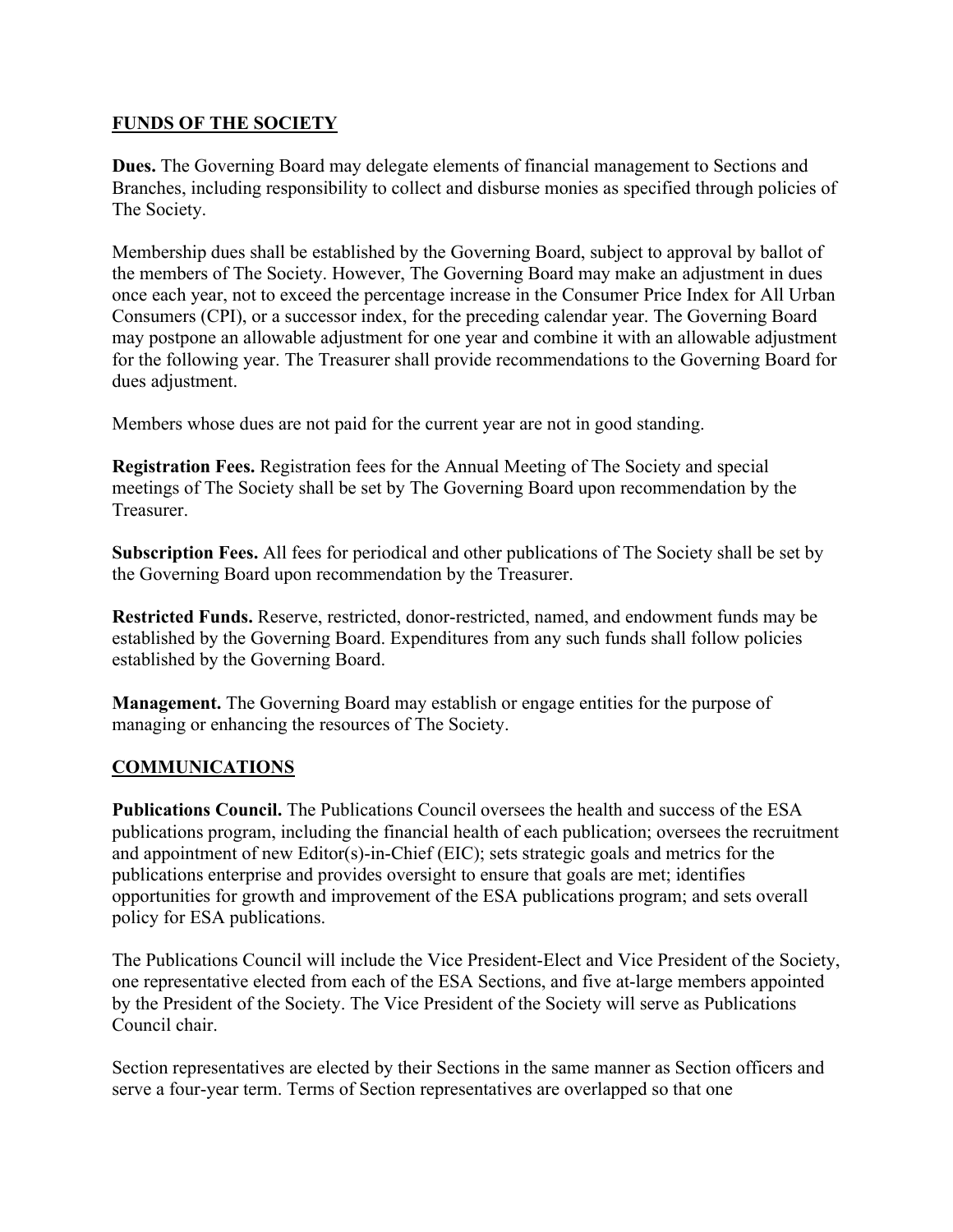## FUNDS OF THE SOCIETY

**Dues.** The Governing Board may delegate elements of financial management to Sections and Branches, including responsibility to collect and disburse monies as specified through policies of The Society.

Membership dues shall be established by the Governing Board, subject to approval by ballot of the members of The Society. However, The Governing Board may make an adjustment in dues once each year, not to exceed the percentage increase in the Consumer Price Index for All Urban Consumers (CPI), or a successor index, for the preceding calendar year. The Governing Board may postpone an allowable adjustment for one year and combine it with an allowable adjustment for the following year. The Treasurer shall provide recommendations to the Governing Board for dues adjustment.

Members whose dues are not paid for the current year are not in good standing.

**Registration Fees.** Registration fees for the Annual Meeting of The Society and special meetings of The Society shall be set by The Governing Board upon recommendation by the Treasurer.

**Subscription Fees.** All fees for periodical and other publications of The Society shall be set by the Governing Board upon recommendation by the Treasurer.

**Restricted Funds.** Reserve, restricted, donor-restricted, named, and endowment funds may be established by the Governing Board. Expenditures from any such funds shall follow policies established by the Governing Board.

**Management.** The Governing Board may establish or engage entities for the purpose of managing or enhancing the resources of The Society.

## COMMUNICATIONS

**Publications Council.** The Publications Council oversees the health and success of the ESA publications program, including the financial health of each publication; oversees the recruitment and appointment of new Editor(s)-in-Chief (EIC); sets strategic goals and metrics for the publications enterprise and provides oversight to ensure that goals are met; identifies opportunities for growth and improvement of the ESA publications program; and sets overall policy for ESA publications.

The Publications Council will include the Vice President-Elect and Vice President of the Society, one representative elected from each of the ESA Sections, and five at-large members appointed by the President of the Society. The Vice President of the Society will serve as Publications Council chair.

Section representatives are elected by their Sections in the same manner as Section officers and serve a four-year term. Terms of Section representatives are overlapped so that one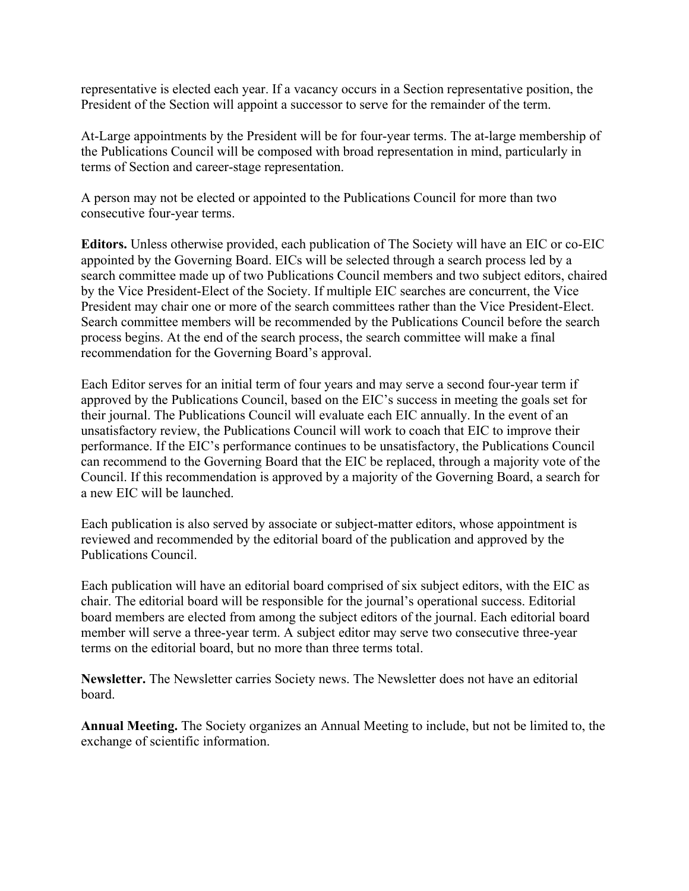representative is elected each year. If a vacancy occurs in a Section representative position, the President of the Section will appoint a successor to serve for the remainder of the term.

At-Large appointments by the President will be for four-year terms. The at-large membership of the Publications Council will be composed with broad representation in mind, particularly in terms of Section and career-stage representation.

A person may not be elected or appointed to the Publications Council for more than two consecutive four-year terms.

**Editors.** Unless otherwise provided, each publication of The Society will have an EIC or co-EIC appointed by the Governing Board. EICs will be selected through a search process led by a search committee made up of two Publications Council members and two subject editors, chaired by the Vice President-Elect of the Society. If multiple EIC searches are concurrent, the Vice President may chair one or more of the search committees rather than the Vice President-Elect. Search committee members will be recommended by the Publications Council before the search process begins. At the end of the search process, the search committee will make a final recommendation for the Governing Board's approval.

Each Editor serves for an initial term of four years and may serve a second four-year term if approved by the Publications Council, based on the EIC's success in meeting the goals set for their journal. The Publications Council will evaluate each EIC annually. In the event of an unsatisfactory review, the Publications Council will work to coach that EIC to improve their performance. If the EIC's performance continues to be unsatisfactory, the Publications Council can recommend to the Governing Board that the EIC be replaced, through a majority vote of the Council. If this recommendation is approved by a majority of the Governing Board, a search for a new EIC will be launched.

Each publication is also served by associate or subject-matter editors, whose appointment is reviewed and recommended by the editorial board of the publication and approved by the Publications Council.

Each publication will have an editorial board comprised of six subject editors, with the EIC as chair. The editorial board will be responsible for the journal's operational success. Editorial board members are elected from among the subject editors of the journal. Each editorial board member will serve a three-year term. A subject editor may serve two consecutive three-year terms on the editorial board, but no more than three terms total.

**Newsletter.** The Newsletter carries Society news. The Newsletter does not have an editorial board.

**Annual Meeting.** The Society organizes an Annual Meeting to include, but not be limited to, the exchange of scientific information.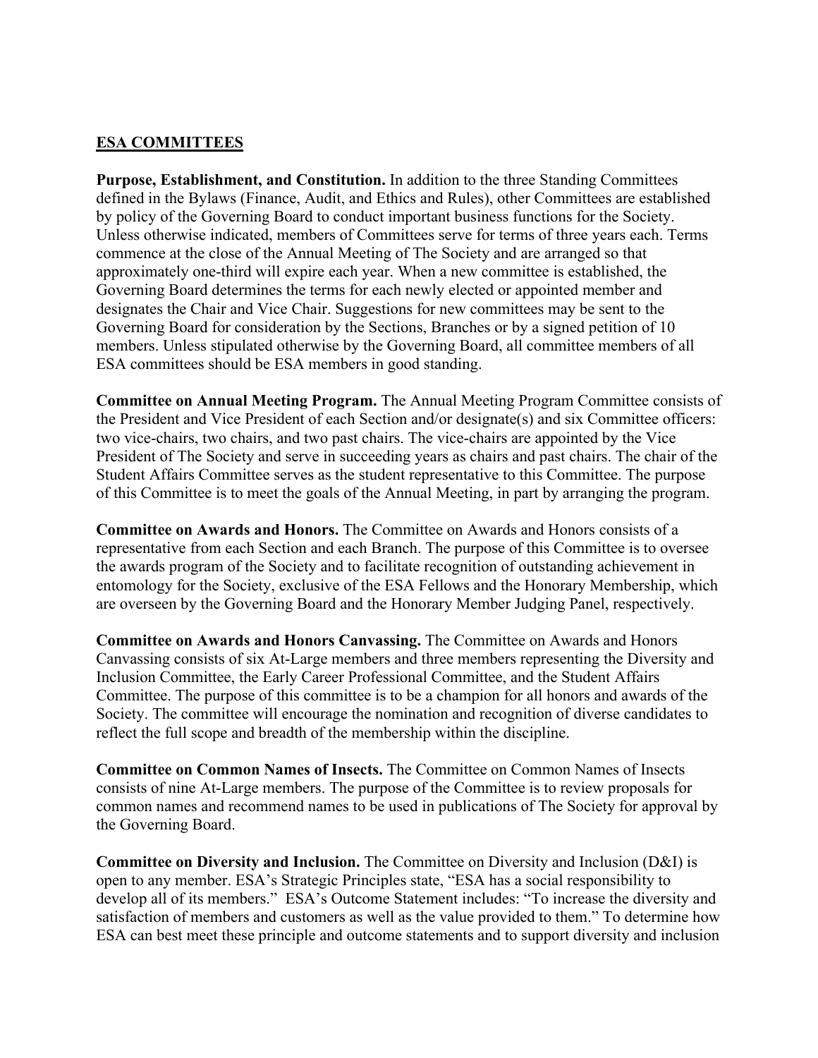## ESA COMMITTEES

**Purpose, Establishment, and Constitution.** In addition to the three Standing Committees defined in the Bylaws (Finance, Audit, and Ethics and Rules), other Committees are established by policy of the Governing Board to conduct important business functions for the Society. Unless otherwise indicated, members of Committees serve for terms of three years each. Terms commence at the close of the Annual Meeting of The Society and are arranged so that approximately one-third will expire each year. When a new committee is established, the Governing Board determines the terms for each newly elected or appointed member and designates the Chair and Vice Chair. Suggestions for new committees may be sent to the Governing Board for consideration by the Sections, Branches or by a signed petition of 10 members. Unless stipulated otherwise by the Governing Board, all committee members of all ESA committees should be ESA members in good standing.

**Committee on Annual Meeting Program.** The Annual Meeting Program Committee consists of the President and Vice President of each Section and/or designate(s) and six Committee officers: two vice-chairs, two chairs, and two past chairs. The vice-chairs are appointed by the Vice President of The Society and serve in succeeding years as chairs and past chairs. The chair of the Student Affairs Committee serves as the student representative to this Committee. The purpose of this Committee is to meet the goals of the Annual Meeting, in part by arranging the program.

**Committee on Awards and Honors.** The Committee on Awards and Honors consists of a representative from each Section and each Branch. The purpose of this Committee is to oversee the awards program of the Society and to facilitate recognition of outstanding achievement in entomology for the Society, exclusive of the ESA Fellows and the Honorary Membership, which are overseen by the Governing Board and the Honorary Member Judging Panel, respectively.

**Committee on Awards and Honors Canvassing.** The Committee on Awards and Honors Canvassing consists of six At-Large members and three members representing the Diversity and Inclusion Committee, the Early Career Professional Committee, and the Student Affairs Committee. The purpose of this committee is to be a champion for all honors and awards of the Society. The committee will encourage the nomination and recognition of diverse candidates to reflect the full scope and breadth of the membership within the discipline.

**Committee on Common Names of Insects.** The Committee on Common Names of Insects consists of nine At-Large members. The purpose of the Committee is to review proposals for common names and recommend names to be used in publications of The Society for approval by the Governing Board.

**Committee on Diversity and Inclusion.** The Committee on Diversity and Inclusion (D&I) is open to any member. ESA's Strategic Principles state, "ESA has a social responsibility to develop all of its members." ESA's Outcome Statement includes: "To increase the diversity and satisfaction of members and customers as well as the value provided to them." To determine how ESA can best meet these principle and outcome statements and to support diversity and inclusion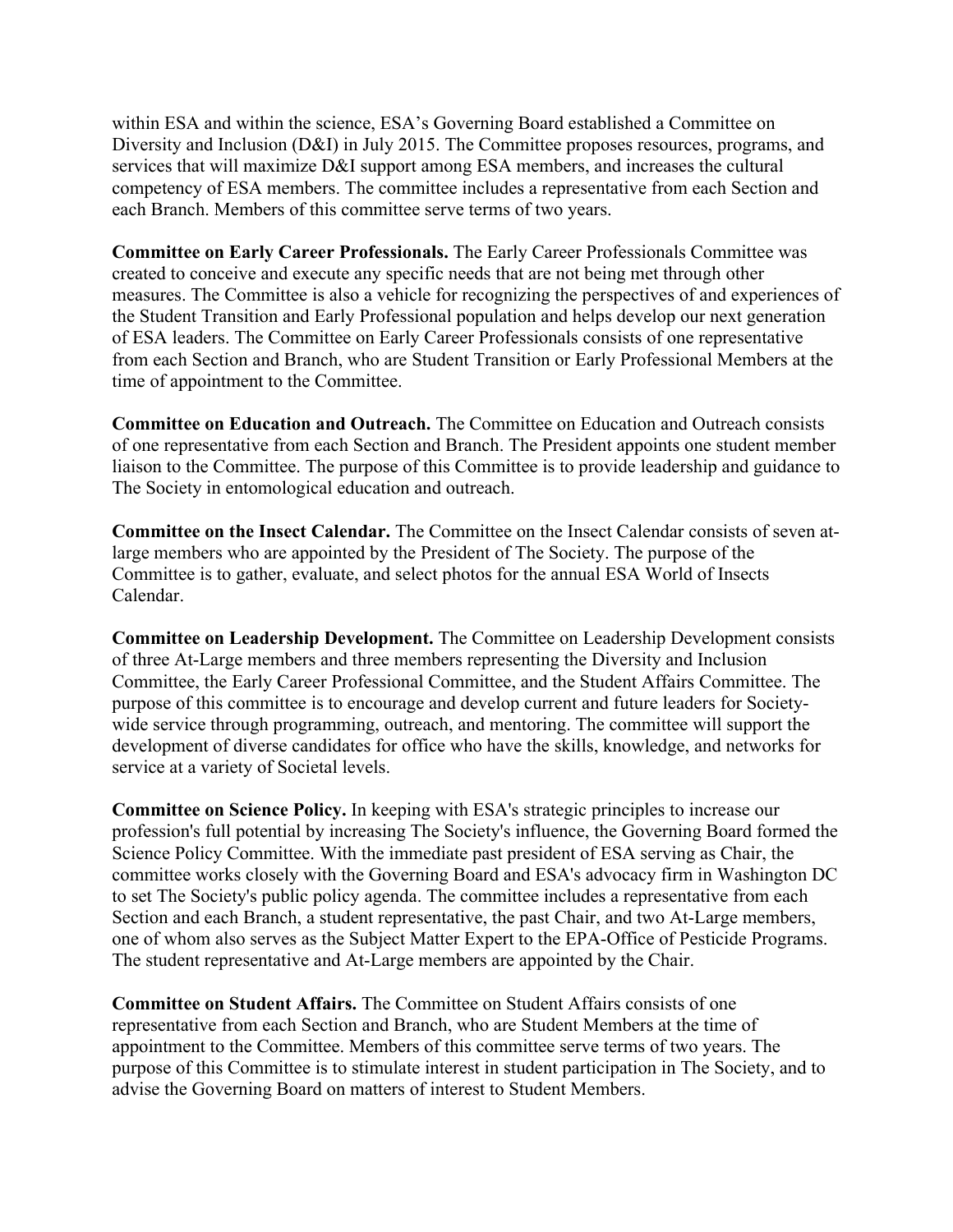within ESA and within the science, ESA's Governing Board established a Committee on Diversity and Inclusion (D&I) in July 2015. The Committee proposes resources, programs, and services that will maximize D&I support among ESA members, and increases the cultural competency of ESA members. The committee includes a representative from each Section and each Branch. Members of this committee serve terms of two years.

**Committee on Early Career Professionals.** The Early Career Professionals Committee was created to conceive and execute any specific needs that are not being met through other measures. The Committee is also a vehicle for recognizing the perspectives of and experiences of the Student Transition and Early Professional population and helps develop our next generation of ESA leaders. The Committee on Early Career Professionals consists of one representative from each Section and Branch, who are Student Transition or Early Professional Members at the time of appointment to the Committee.

**Committee on Education and Outreach.** The Committee on Education and Outreach consists of one representative from each Section and Branch. The President appoints one student member liaison to the Committee. The purpose of this Committee is to provide leadership and guidance to The Society in entomological education and outreach.

**Committee on the Insect Calendar.** The Committee on the Insect Calendar consists of seven at-large members who are appointed by the President of The Society. The purpose of the Committee is to gather, evaluate, and select photos for the annual ESA World of Insects Calendar.

**Committee on Leadership Development.** The Committee on Leadership Development consists of three At-Large members and three members representing the Diversity and Inclusion Committee, the Early Career Professional Committee, and the Student Affairs Committee. The purpose of this committee is to encourage and develop current and future leaders for Society-wide service through programming, outreach, and mentoring. The committee will support the development of diverse candidates for office who have the skills, knowledge, and networks for service at a variety of Societal levels.

**Committee on Science Policy.** In keeping with ESA's strategic principles to increase our profession's full potential by increasing The Society's influence, the Governing Board formed the Science Policy Committee. With the immediate past president of ESA serving as Chair, the committee works closely with the Governing Board and ESA's advocacy firm in Washington DC to set The Society's public policy agenda. The committee includes a representative from each Section and each Branch, a student representative, the past Chair, and two At-Large members, one of whom also serves as the Subject Matter Expert to the EPA-Office of Pesticide Programs. The student representative and At-Large members are appointed by the Chair.

**Committee on Student Affairs.** The Committee on Student Affairs consists of one representative from each Section and Branch, who are Student Members at the time of appointment to the Committee. Members of this committee serve terms of two years. The purpose of this Committee is to stimulate interest in student participation in The Society, and to advise the Governing Board on matters of interest to Student Members.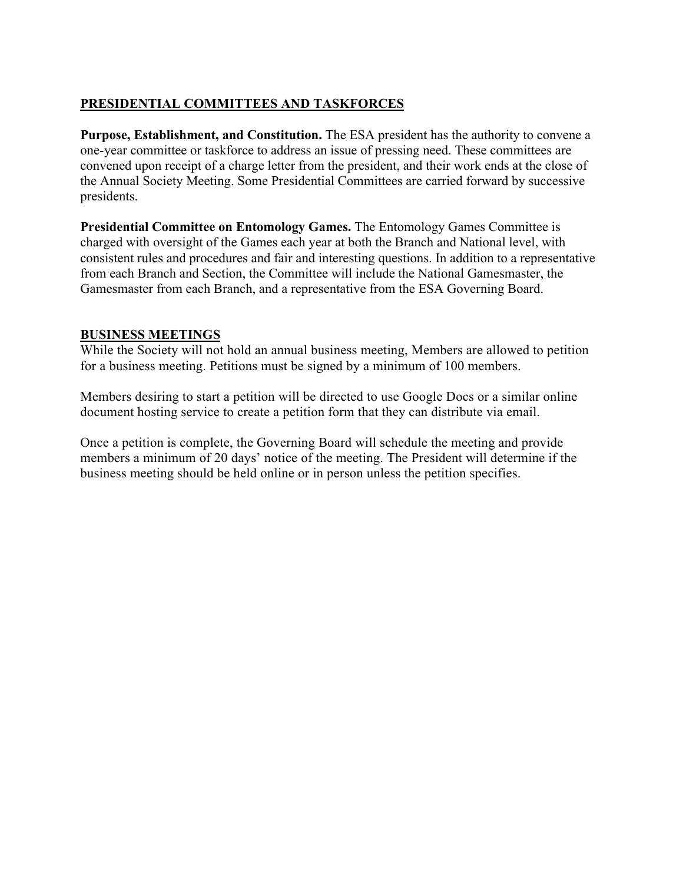## PRESIDENTIAL COMMITTEES AND TASKFORCES

**Purpose, Establishment, and Constitution.** The ESA president has the authority to convene a one-year committee or taskforce to address an issue of pressing need. These committees are convened upon receipt of a charge letter from the president, and their work ends at the close of the Annual Society Meeting. Some Presidential Committees are carried forward by successive presidents.

**Presidential Committee on Entomology Games.** The Entomology Games Committee is charged with oversight of the Games each year at both the Branch and National level, with consistent rules and procedures and fair and interesting questions. In addition to a representative from each Branch and Section, the Committee will include the National Gamesmaster, the Gamesmaster from each Branch, and a representative from the ESA Governing Board.

## BUSINESS MEETINGS

While the Society will not hold an annual business meeting, Members are allowed to petition for a business meeting. Petitions must be signed by a minimum of 100 members.

Members desiring to start a petition will be directed to use Google Docs or a similar online document hosting service to create a petition form that they can distribute via email.

Once a petition is complete, the Governing Board will schedule the meeting and provide members a minimum of 20 days' notice of the meeting. The President will determine if the business meeting should be held online or in person unless the petition specifies.